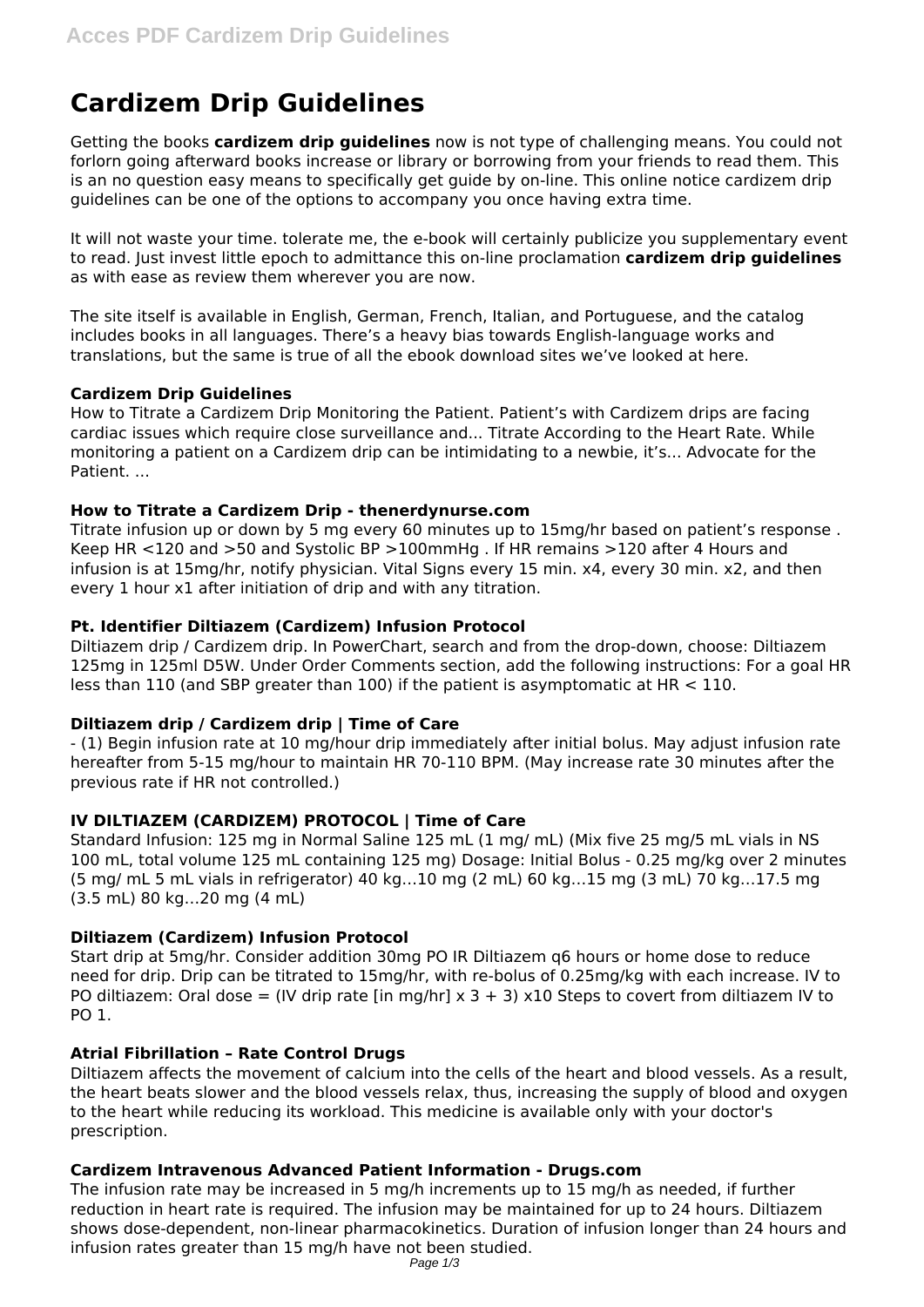# Cardizem Drip Guidelines

Getting the books **cardizem drip guidelines** now is not type of challenging means. You could not forlorn going afterward books increase or library or borrowing from your friends to read them. This is an no question easy means to specifically get guide by on-line. This online notice cardizem drip guidelines can be one of the options to accompany you once having extra time.

It will not waste your time. tolerate me, the e-book will certainly publicize you supplementary event to read. Just invest little epoch to admittance this on-line proclamation **cardizem drip guidelines** as with ease as review them wherever you are now.

The site itself is available in English, German, French, Italian, and Portuguese, and the catalog includes books in all languages. There's a heavy bias towards English-language works and translations, but the same is true of all the ebook download sites we've looked at here.

### Cardizem Drip Guidelines

How to Titrate a Cardizem Drip Monitoring the Patient. Patient's with Cardizem drips are facing cardiac issues which require close surveillance and... Titrate According to the Heart Rate. While monitoring a patient on a Cardizem drip can be intimidating to a newbie, it's... Advocate for the Patient. ...

### How to Titrate a Cardizem Drip - thenerdynurse.com

Titrate infusion up or down by 5 mg every 60 minutes up to 15mg/hr based on patient's response . Keep HR <120 and >50 and Systolic BP >100mmHg . If HR remains >120 after 4 Hours and infusion is at 15mg/hr, notify physician. Vital Signs every 15 min. x4, every 30 min. x2, and then every 1 hour x1 after initiation of drip and with any titration.

### Pt. Identifier Diltiazem (Cardizem) Infusion Protocol

Diltiazem drip / Cardizem drip. In PowerChart, search and from the drop-down, choose: Diltiazem 125mg in 125ml D5W. Under Order Comments section, add the following instructions: For a goal HR less than 110 (and SBP greater than 100) if the patient is asymptomatic at HR < 110.

### Diltiazem drip / Cardizem drip | Time of Care

- (1) Begin infusion rate at 10 mg/hour drip immediately after initial bolus. May adjust infusion rate hereafter from 5-15 mg/hour to maintain HR 70-110 BPM. (May increase rate 30 minutes after the previous rate if HR not controlled.)

### IV DILTIAZEM (CARDIZEM) PROTOCOL | Time of Care

Standard Infusion: 125 mg in Normal Saline 125 mL (1 mg/ mL) (Mix five 25 mg/5 mL vials in NS 100 mL, total volume 125 mL containing 125 mg) Dosage: Initial Bolus - 0.25 mg/kg over 2 minutes (5 mg/ mL 5 mL vials in refrigerator) 40 kg…10 mg (2 mL) 60 kg…15 mg (3 mL) 70 kg…17.5 mg (3.5 mL) 80 kg…20 mg (4 mL)

### Diltiazem (Cardizem) Infusion Protocol

Start drip at 5mg/hr. Consider addition 30mg PO IR Diltiazem q6 hours or home dose to reduce need for drip. Drip can be titrated to 15mg/hr, with re-bolus of 0.25mg/kg with each increase. IV to PO diltiazem: Oral dose = (IV drip rate [in mg/hr] x 3 + 3) x10 Steps to covert from diltiazem IV to PO 1.

### Atrial Fibrillation – Rate Control Drugs

Diltiazem affects the movement of calcium into the cells of the heart and blood vessels. As a result, the heart beats slower and the blood vessels relax, thus, increasing the supply of blood and oxygen to the heart while reducing its workload. This medicine is available only with your doctor's prescription.

### Cardizem Intravenous Advanced Patient Information - Drugs.com

The infusion rate may be increased in 5 mg/h increments up to 15 mg/h as needed, if further reduction in heart rate is required. The infusion may be maintained for up to 24 hours. Diltiazem shows dose-dependent, non-linear pharmacokinetics. Duration of infusion longer than 24 hours and infusion rates greater than 15 mg/h have not been studied.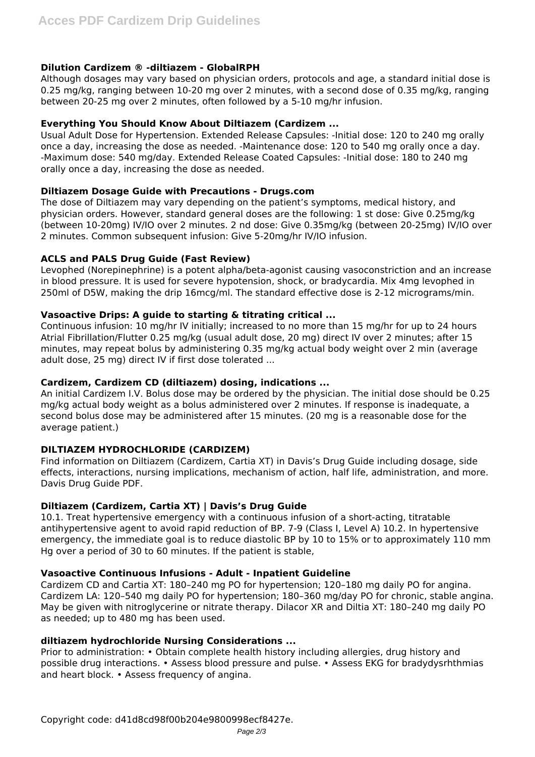### Dilution Cardizem ® -diltiazem - GlobalRPH

Although dosages may vary based on physician orders, protocols and age, a standard initial dose is 0.25 mg/kg, ranging between 10-20 mg over 2 minutes, with a second dose of 0.35 mg/kg, ranging between 20-25 mg over 2 minutes, often followed by a 5-10 mg/hr infusion.

### Everything You Should Know About Diltiazem (Cardizem ...

Usual Adult Dose for Hypertension. Extended Release Capsules: -Initial dose: 120 to 240 mg orally once a day, increasing the dose as needed. -Maintenance dose: 120 to 540 mg orally once a day. -Maximum dose: 540 mg/day. Extended Release Coated Capsules: -Initial dose: 180 to 240 mg orally once a day, increasing the dose as needed.

### Diltiazem Dosage Guide with Precautions - Drugs.com

The dose of Diltiazem may vary depending on the patient's symptoms, medical history, and physician orders. However, standard general doses are the following: 1 st dose: Give 0.25mg/kg (between 10-20mg) IV/IO over 2 minutes. 2 nd dose: Give 0.35mg/kg (between 20-25mg) IV/IO over 2 minutes. Common subsequent infusion: Give 5-20mg/hr IV/IO infusion.

### ACLS and PALS Drug Guide (Fast Review)

Levophed (Norepinephrine) is a potent alpha/beta-agonist causing vasoconstriction and an increase in blood pressure. It is used for severe hypotension, shock, or bradycardia. Mix 4mg levophed in 250ml of D5W, making the drip 16mcg/ml. The standard effective dose is 2-12 micrograms/min.

### Vasoactive Drips: A guide to starting & titrating critical ...

Continuous infusion: 10 mg/hr IV initially; increased to no more than 15 mg/hr for up to 24 hours Atrial Fibrillation/Flutter 0.25 mg/kg (usual adult dose, 20 mg) direct IV over 2 minutes; after 15 minutes, may repeat bolus by administering 0.35 mg/kg actual body weight over 2 min (average adult dose, 25 mg) direct IV if first dose tolerated ...

### Cardizem, Cardizem CD (diltiazem) dosing, indications ...

An initial Cardizem I.V. Bolus dose may be ordered by the physician. The initial dose should be 0.25 mg/kg actual body weight as a bolus administered over 2 minutes. If response is inadequate, a second bolus dose may be administered after 15 minutes. (20 mg is a reasonable dose for the average patient.)

### DILTIAZEM HYDROCHLORIDE (CARDIZEM)

Find information on Diltiazem (Cardizem, Cartia XT) in Davis's Drug Guide including dosage, side effects, interactions, nursing implications, mechanism of action, half life, administration, and more. Davis Drug Guide PDF.

### Diltiazem (Cardizem, Cartia XT) | Davis's Drug Guide

10.1. Treat hypertensive emergency with a continuous infusion of a short-acting, titratable antihypertensive agent to avoid rapid reduction of BP. 7-9 (Class I, Level A) 10.2. In hypertensive emergency, the immediate goal is to reduce diastolic BP by 10 to 15% or to approximately 110 mm Hg over a period of 30 to 60 minutes. If the patient is stable,

### Vasoactive Continuous Infusions - Adult - Inpatient Guideline

Cardizem CD and Cartia XT: 180–240 mg PO for hypertension; 120–180 mg daily PO for angina. Cardizem LA: 120–540 mg daily PO for hypertension; 180–360 mg/day PO for chronic, stable angina. May be given with nitroglycerine or nitrate therapy. Dilacor XR and Diltia XT: 180–240 mg daily PO as needed; up to 480 mg has been used.

### diltiazem hydrochloride Nursing Considerations ...

Prior to administration: • Obtain complete health history including allergies, drug history and possible drug interactions. • Assess blood pressure and pulse. • Assess EKG for bradydysrhthmias and heart block. • Assess frequency of angina.

Copyright code: d41d8cd98f00b204e9800998ecf8427e.